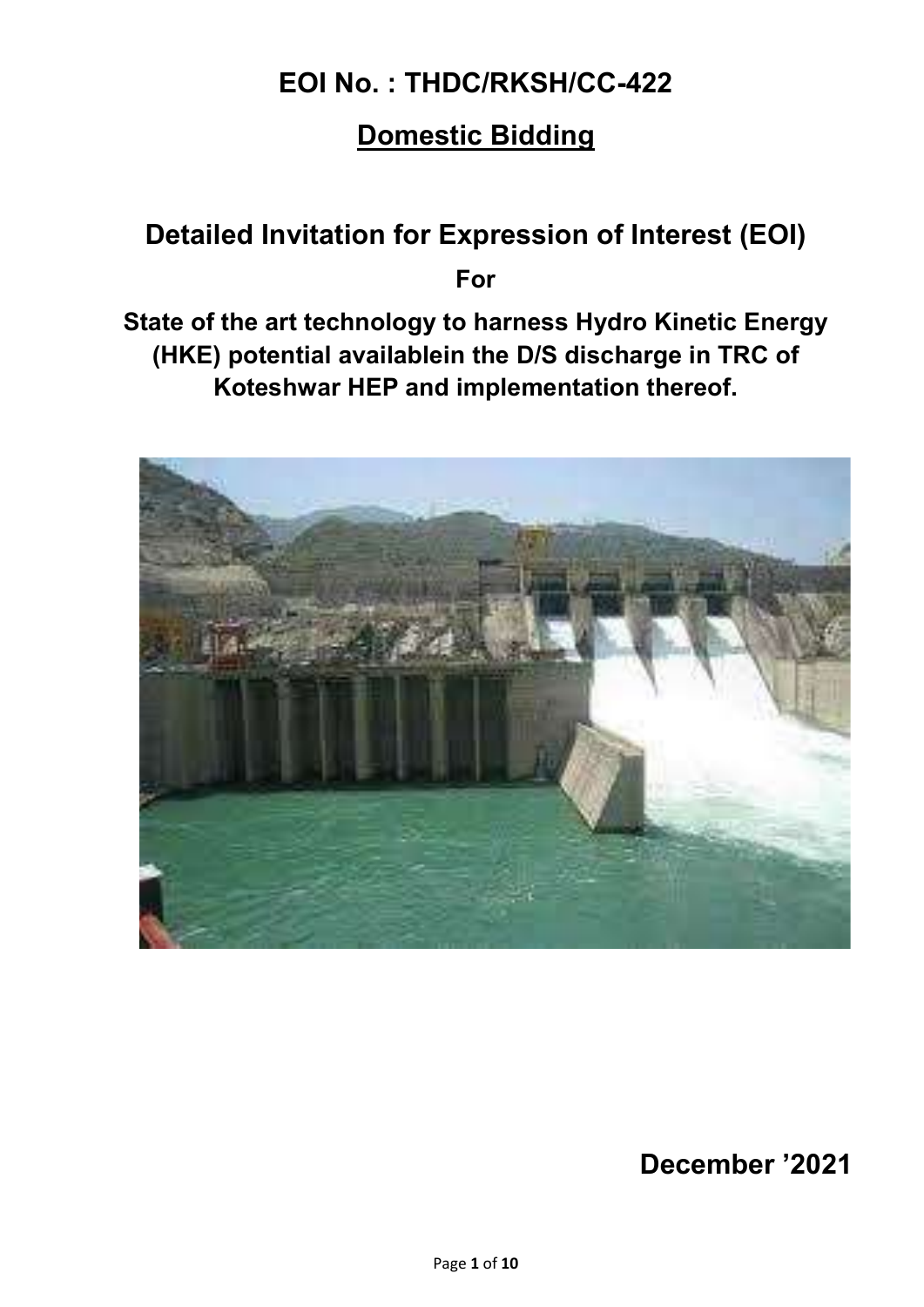# EOI No. : THDC/RKSH/CC-422

## Domestic Bidding

# Detailed Invitation for Expression of Interest (EOI)

**For**

**State of the art technology to harness Hydro Kinetic Energy (HKE) potential availablein the D/S discharge in TRC of Koteshwar HEP and implementation thereof.**

**December ’2021**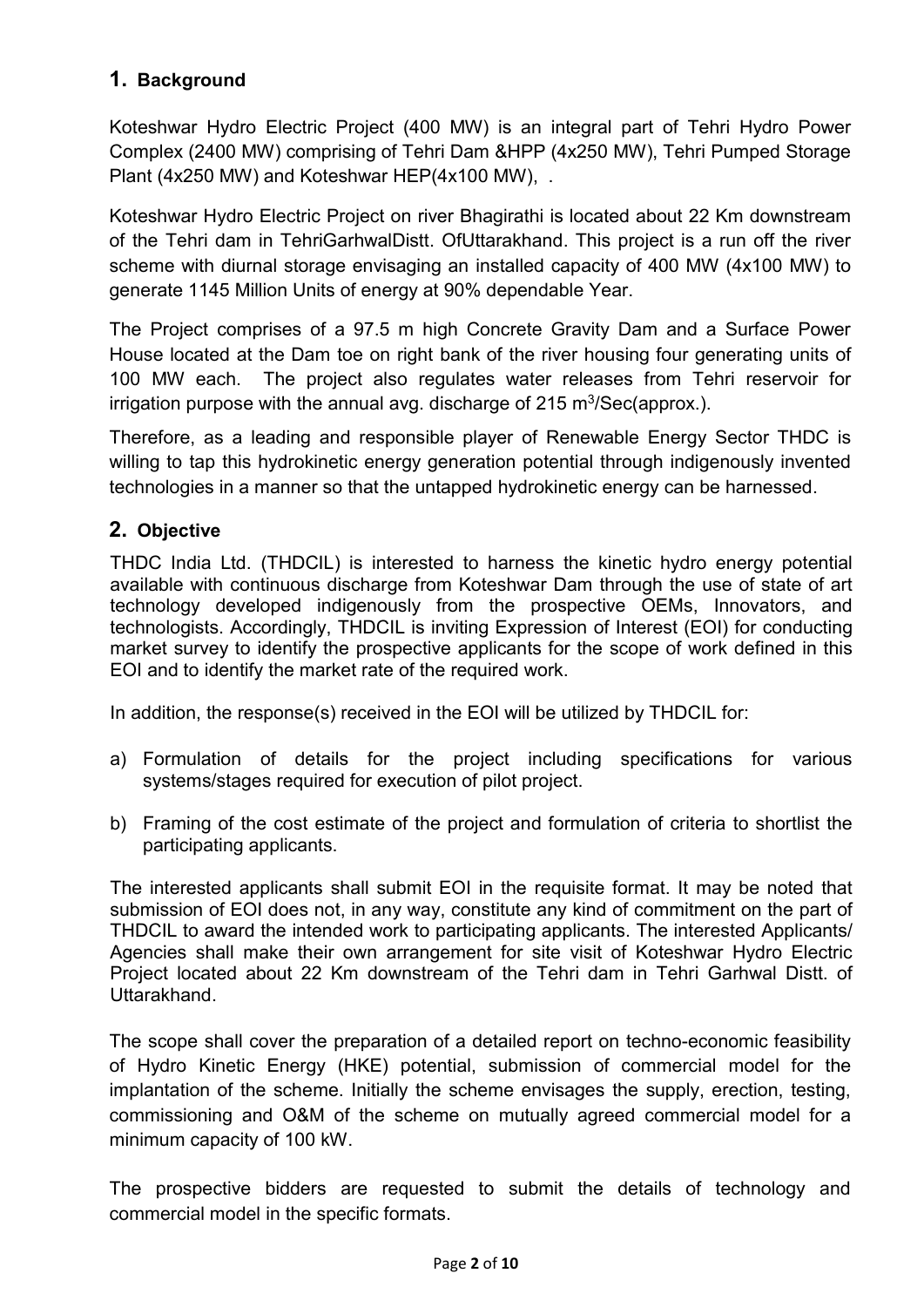## 1. Background

Koteshwar Hydro Electric Project (400 MW) is an integral part of Tehri Hydro Power Complex (2400 MW) comprising of Tehri Dam &HPP (4x250 MW), Tehri Pumped Storage Plant (4x250 MW) and Koteshwar HEP(4x100 MW), .

Koteshwar Hydro Electric Project on river Bhagirathi is located about 22 Km downstream of the Tehri dam in TehriGarhwalDistt. OfUttarakhand. This project is a run off the river scheme with diurnal storage envisaging an installed capacity of 400 MW (4x100 MW) to generate 1145 Million Units of energy at 90% dependable Year.

The Project comprises of a 97.5 m high Concrete Gravity Dam and a Surface Power House located at the Dam toe on right bank of the river housing four generating units of 100 MW each. The project also regulates water releases from Tehri reservoir for irrigation purpose with the annual avg. discharge of 215 $m^3$/Sec(approx.).

Therefore, as a leading and responsible player of Renewable Energy Sector THDC is willing to tap this hydrokinetic energy generation potential through indigenously invented technologies in a manner so that the untapped hydrokinetic energy can be harnessed.

## 2. Objective

THDC India Ltd. (THDCIL) is interested to harness the kinetic hydro energy potential available with continuous discharge from Koteshwar Dam through the use of state of art technology developed indigenously from the prospective OEMs, Innovators, and technologists. Accordingly, THDCIL is inviting Expression of Interest (EOI) for conducting market survey to identify the prospective applicants for the scope of work defined in this EOI and to identify the market rate of the required work.

In addition, the response(s) received in the EOI will be utilized by THDCIL for:

a) Formulation of details for the project including specifications for various systems/stages required for execution of pilot project.

b) Framing of the cost estimate of the project and formulation of criteria to shortlist the participating applicants.

The interested applicants shall submit EOI in the requisite format. It may be noted that submission of EOI does not, in any way, constitute any kind of commitment on the part of THDCIL to award the intended work to participating applicants. The interested Applicants/ Agencies shall make their own arrangement for site visit of Koteshwar Hydro Electric Project located about 22 Km downstream of the Tehri dam in Tehri Garhwal Distt. of Uttarakhand.

The scope shall cover the preparation of a detailed report on techno-economic feasibility of Hydro Kinetic Energy (HKE) potential, submission of commercial model for the implantation of the scheme. Initially the scheme envisages the supply, erection, testing, commissioning and O&M of the scheme on mutually agreed commercial model for a minimum capacity of 100 kW.

The prospective bidders are requested to submit the details of technology and commercial model in the specific formats.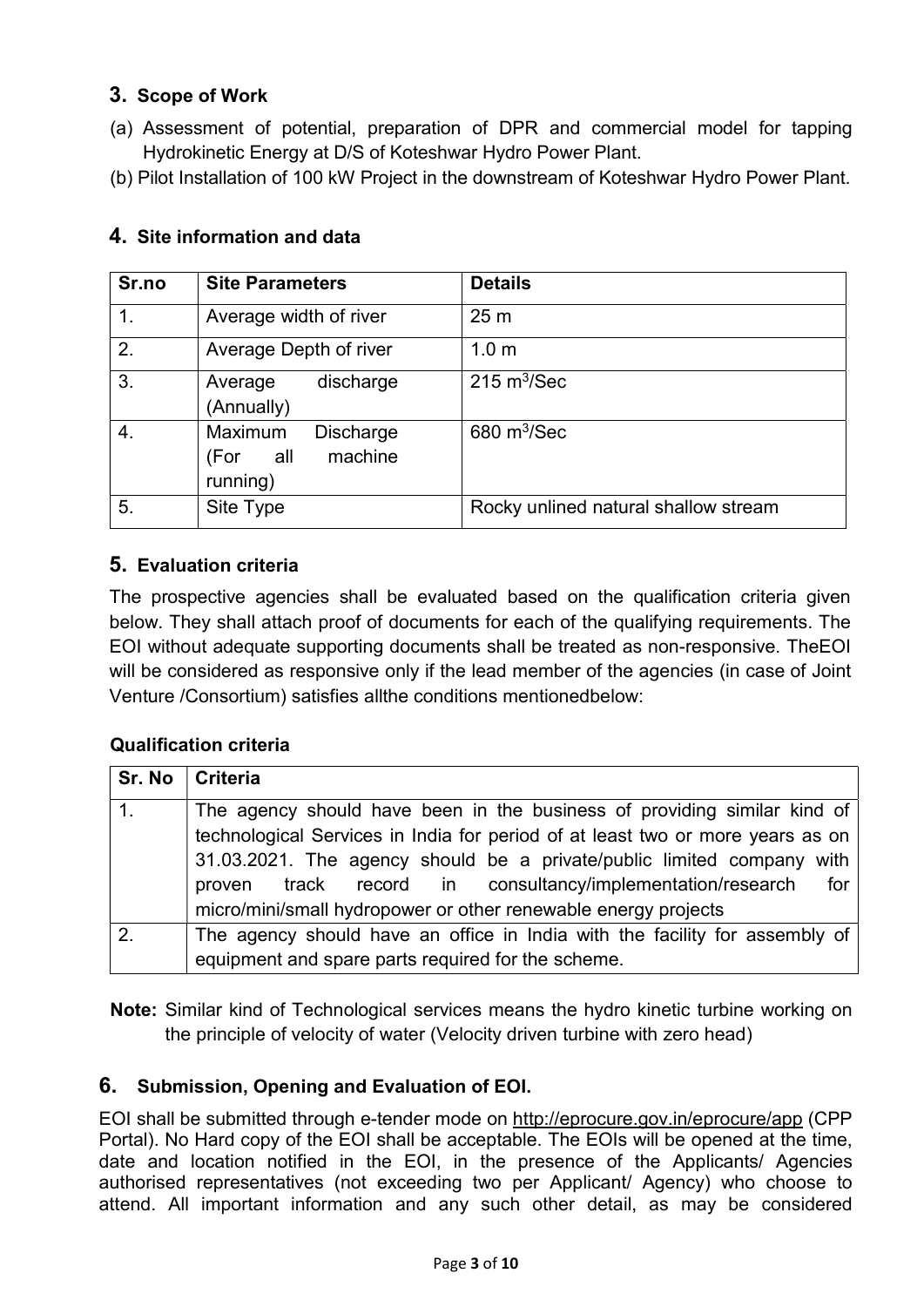## 3. Scope of Work

(a) Assessment of potential, preparation of DPR and commercial model for tapping Hydrokinetic Energy at D/S of Koteshwar Hydro Power Plant.

(b) Pilot Installation of 100 kW Project in the downstream of Koteshwar Hydro Power Plant.

## 4. Site information and data

| Sr.no | Site Parameters | Details |
|---|---|---|
| 1. | Average width of river | 25 m |
| 2. | Average Depth of river | 1.0 m |
| 3. | Average discharge (Annually) | 215 $m^3$/Sec |
| 4. | Maximum Discharge (For all machine running) | 680 $m^3$/Sec |
| 5. | Site Type | Rocky unlined natural shallow stream |

## 5. Evaluation criteria

The prospective agencies shall be evaluated based on the qualification criteria given below. They shall attach proof of documents for each of the qualifying requirements. The EOI without adequate supporting documents shall be treated as non-responsive. TheEOI will be considered as responsive only if the lead member of the agencies (in case of Joint Venture /Consortium) satisfies allthe conditions mentionedbelow:

**Qualification criteria**

| Sr. No | Criteria |
|---|---|
| 1. | The agency should have been in the business of providing similar kind of technological Services in India for period of at least two or more years as on 31.03.2021. The agency should be a private/public limited company with proven track record in consultancy/implementation/research for micro/mini/small hydropower or other renewable energy projects |
| 2. | The agency should have an office in India with the facility for assembly of equipment and spare parts required for the scheme. |

**Note:** Similar kind of Technological services means the hydro kinetic turbine working on the principle of velocity of water (Velocity driven turbine with zero head)

## 6. Submission, Opening and Evaluation of EOI.

EOI shall be submitted through e-tender mode on http://eprocure.gov.in/eprocure/app (CPP Portal). No Hard copy of the EOI shall be acceptable. The EOIs will be opened at the time, date and location notified in the EOI, in the presence of the Applicants/ Agencies authorised representatives (not exceeding two per Applicant/ Agency) who choose to attend. All important information and any such other detail, as may be considered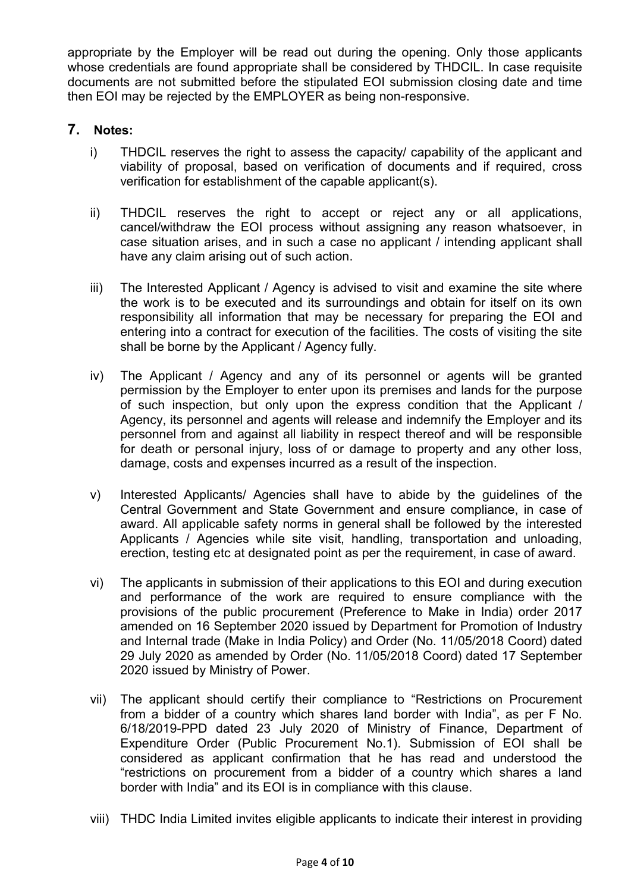appropriate by the Employer will be read out during the opening. Only those applicants whose credentials are found appropriate shall be considered by THDCIL. In case requisite documents are not submitted before the stipulated EOI submission closing date and time then EOI may be rejected by the EMPLOYER as being non-responsive.

## 7. Notes:

i) THDCIL reserves the right to assess the capacity/ capability of the applicant and viability of proposal, based on verification of documents and if required, cross verification for establishment of the capable applicant(s).

ii) THDCIL reserves the right to accept or reject any or all applications, cancel/withdraw the EOI process without assigning any reason whatsoever, in case situation arises, and in such a case no applicant / intending applicant shall have any claim arising out of such action.

iii) The Interested Applicant / Agency is advised to visit and examine the site where the work is to be executed and its surroundings and obtain for itself on its own responsibility all information that may be necessary for preparing the EOI and entering into a contract for execution of the facilities. The costs of visiting the site shall be borne by the Applicant / Agency fully.

iv) The Applicant / Agency and any of its personnel or agents will be granted permission by the Employer to enter upon its premises and lands for the purpose of such inspection, but only upon the express condition that the Applicant / Agency, its personnel and agents will release and indemnify the Employer and its personnel from and against all liability in respect thereof and will be responsible for death or personal injury, loss of or damage to property and any other loss, damage, costs and expenses incurred as a result of the inspection.

v) Interested Applicants/ Agencies shall have to abide by the guidelines of the Central Government and State Government and ensure compliance, in case of award. All applicable safety norms in general shall be followed by the interested Applicants / Agencies while site visit, handling, transportation and unloading, erection, testing etc at designated point as per the requirement, in case of award.

vi) The applicants in submission of their applications to this EOI and during execution and performance of the work are required to ensure compliance with the provisions of the public procurement (Preference to Make in India) order 2017 amended on 16 September 2020 issued by Department for Promotion of Industry and Internal trade (Make in India Policy) and Order (No. 11/05/2018 Coord) dated 29 July 2020 as amended by Order (No. 11/05/2018 Coord) dated 17 September 2020 issued by Ministry of Power.

vii) The applicant should certify their compliance to "Restrictions on Procurement from a bidder of a country which shares land border with India", as per F No. 6/18/2019-PPD dated 23 July 2020 of Ministry of Finance, Department of Expenditure Order (Public Procurement No.1). Submission of EOI shall be considered as applicant confirmation that he has read and understood the "restrictions on procurement from a bidder of a country which shares a land border with India" and its EOI is in compliance with this clause.

viii) THDC India Limited invites eligible applicants to indicate their interest in providing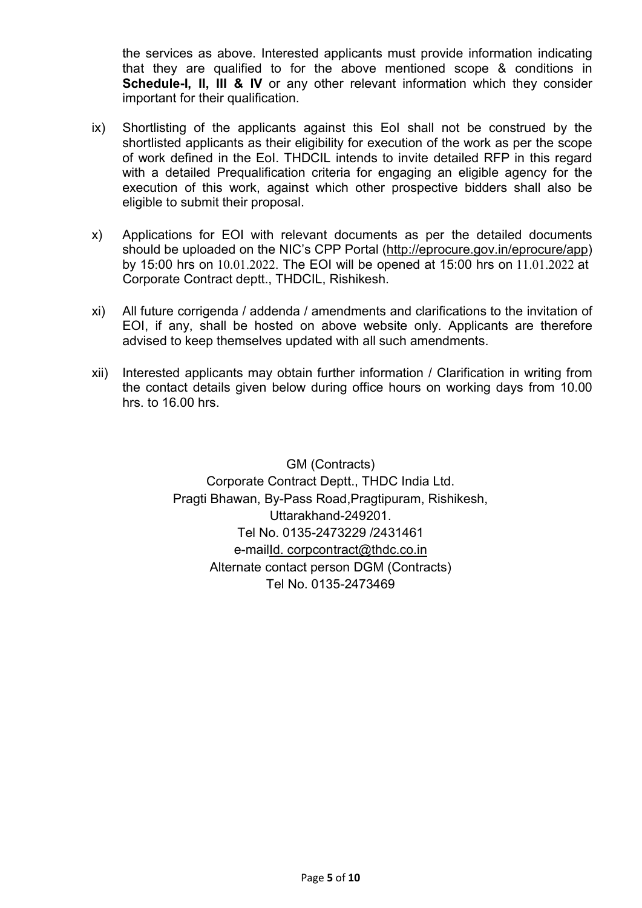the services as above. Interested applicants must provide information indicating that they are qualified to for the above mentioned scope & conditions in **Schedule-I, II, III & IV** or any other relevant information which they consider important for their qualification.

ix) Shortlisting of the applicants against this EoI shall not be construed by the shortlisted applicants as their eligibility for execution of the work as per the scope of work defined in the EoI. THDCIL intends to invite detailed RFP in this regard with a detailed Prequalification criteria for engaging an eligible agency for the execution of this work, against which other prospective bidders shall also be eligible to submit their proposal.

x) Applications for EOI with relevant documents as per the detailed documents should be uploaded on the NIC's CPP Portal (http://eprocure.gov.in/eprocure/app) by 15:00 hrs on 10.01.2022. The EOI will be opened at 15:00 hrs on 11.01.2022 at Corporate Contract deptt., THDCIL, Rishikesh.

xi) All future corrigenda / addenda / amendments and clarifications to the invitation of EOI, if any, shall be hosted on above website only. Applicants are therefore advised to keep themselves updated with all such amendments.

xii) Interested applicants may obtain further information / Clarification in writing from the contact details given below during office hours on working days from 10.00 hrs. to 16.00 hrs.

GM (Contracts)
Corporate Contract Deptt., THDC India Ltd.
Pragti Bhawan, By-Pass Road,Pragtipuram, Rishikesh,
Uttarakhand-249201.
Tel No. 0135-2473229 /2431461
e-mailId. corpcontract@thdc.co.in
Alternate contact person DGM (Contracts)
Tel No. 0135-2473469